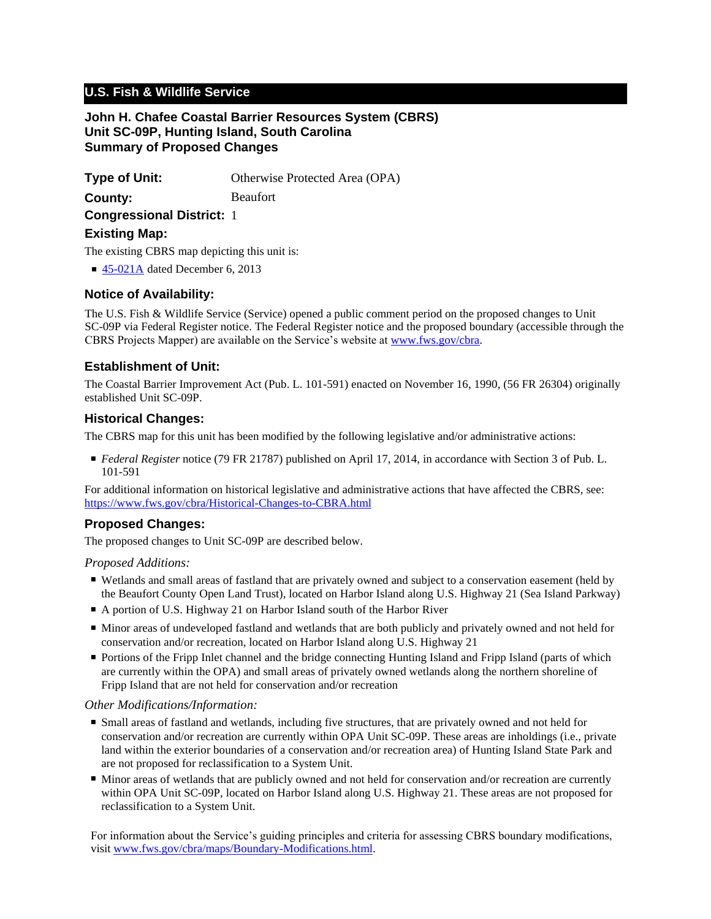**U.S. Fish & Wildlife Service**

# John H. Chafee Coastal Barrier Resources System (CBRS) Unit SC-09P, Hunting Island, South Carolina Summary of Proposed Changes

**Type of Unit:** Otherwise Protected Area (OPA)

**County:** Beaufort

**Congressional District:** 1

## Existing Map:

The existing CBRS map depicting this unit is:

- 45-021A dated December 6, 2013

## Notice of Availability:

The U.S. Fish & Wildlife Service (Service) opened a public comment period on the proposed changes to Unit SC-09P via Federal Register notice. The Federal Register notice and the proposed boundary (accessible through the CBRS Projects Mapper) are available on the Service's website at www.fws.gov/cbra.

## Establishment of Unit:

The Coastal Barrier Improvement Act (Pub. L. 101-591) enacted on November 16, 1990, (56 FR 26304) originally established Unit SC-09P.

## Historical Changes:

The CBRS map for this unit has been modified by the following legislative and/or administrative actions:

- *Federal Register* notice (79 FR 21787) published on April 17, 2014, in accordance with Section 3 of Pub. L. 101-591

For additional information on historical legislative and administrative actions that have affected the CBRS, see: https://www.fws.gov/cbra/Historical-Changes-to-CBRA.html

## Proposed Changes:

The proposed changes to Unit SC-09P are described below.

*Proposed Additions:*

- Wetlands and small areas of fastland that are privately owned and subject to a conservation easement (held by the Beaufort County Open Land Trust), located on Harbor Island along U.S. Highway 21 (Sea Island Parkway)
- A portion of U.S. Highway 21 on Harbor Island south of the Harbor River
- Minor areas of undeveloped fastland and wetlands that are both publicly and privately owned and not held for conservation and/or recreation, located on Harbor Island along U.S. Highway 21
- Portions of the Fripp Inlet channel and the bridge connecting Hunting Island and Fripp Island (parts of which are currently within the OPA) and small areas of privately owned wetlands along the northern shoreline of Fripp Island that are not held for conservation and/or recreation

*Other Modifications/Information:*

- Small areas of fastland and wetlands, including five structures, that are privately owned and not held for conservation and/or recreation are currently within OPA Unit SC-09P. These areas are inholdings (i.e., private land within the exterior boundaries of a conservation and/or recreation area) of Hunting Island State Park and are not proposed for reclassification to a System Unit.
- Minor areas of wetlands that are publicly owned and not held for conservation and/or recreation are currently within OPA Unit SC-09P, located on Harbor Island along U.S. Highway 21. These areas are not proposed for reclassification to a System Unit.

For information about the Service's guiding principles and criteria for assessing CBRS boundary modifications, visit www.fws.gov/cbra/maps/Boundary-Modifications.html.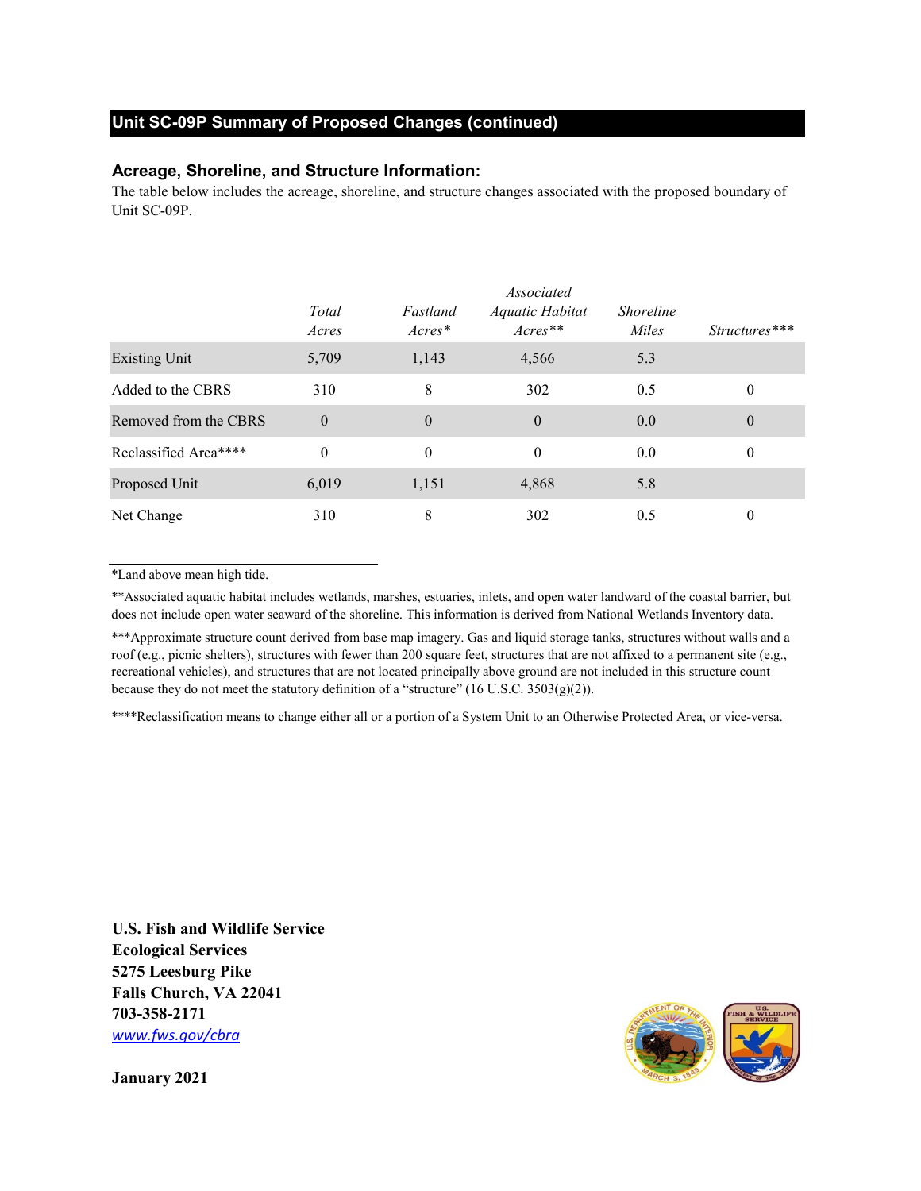## Unit SC-09P Summary of Proposed Changes (continued)

### Acreage, Shoreline, and Structure Information:

The table below includes the acreage, shoreline, and structure changes associated with the proposed boundary of Unit SC-09P.

| | *Total Acres* | *Fastland Acres** | *Associated Aquatic Habitat Acres*** | *Shoreline Miles* | *Structures**** |
|---|---|---|---|---|---|
| Existing Unit | 5,709 | 1,143 | 4,566 | 5.3 | |
| Added to the CBRS | 310 | 8 | 302 | 0.5 | 0 |
| Removed from the CBRS | 0 | 0 | 0 | 0.0 | 0 |
| Reclassified Area**** | 0 | 0 | 0 | 0.0 | 0 |
| Proposed Unit | 6,019 | 1,151 | 4,868 | 5.8 | |
| Net Change | 310 | 8 | 302 | 0.5 | 0 |

*Land above mean high tide.

**Associated aquatic habitat includes wetlands, marshes, estuaries, inlets, and open water landward of the coastal barrier, but does not include open water seaward of the shoreline. This information is derived from National Wetlands Inventory data.

***Approximate structure count derived from base map imagery. Gas and liquid storage tanks, structures without walls and a roof (e.g., picnic shelters), structures with fewer than 200 square feet, structures that are not affixed to a permanent site (e.g., recreational vehicles), and structures that are not located principally above ground are not included in this structure count because they do not meet the statutory definition of a "structure" (16 U.S.C. 3503(g)(2)).

****Reclassification means to change either all or a portion of a System Unit to an Otherwise Protected Area, or vice-versa.

**U.S. Fish and Wildlife Service**
**Ecological Services**
**5275 Leesburg Pike**
**Falls Church, VA 22041**
**703-358-2171**
*www.fws.gov/cbra*

**January 2021**